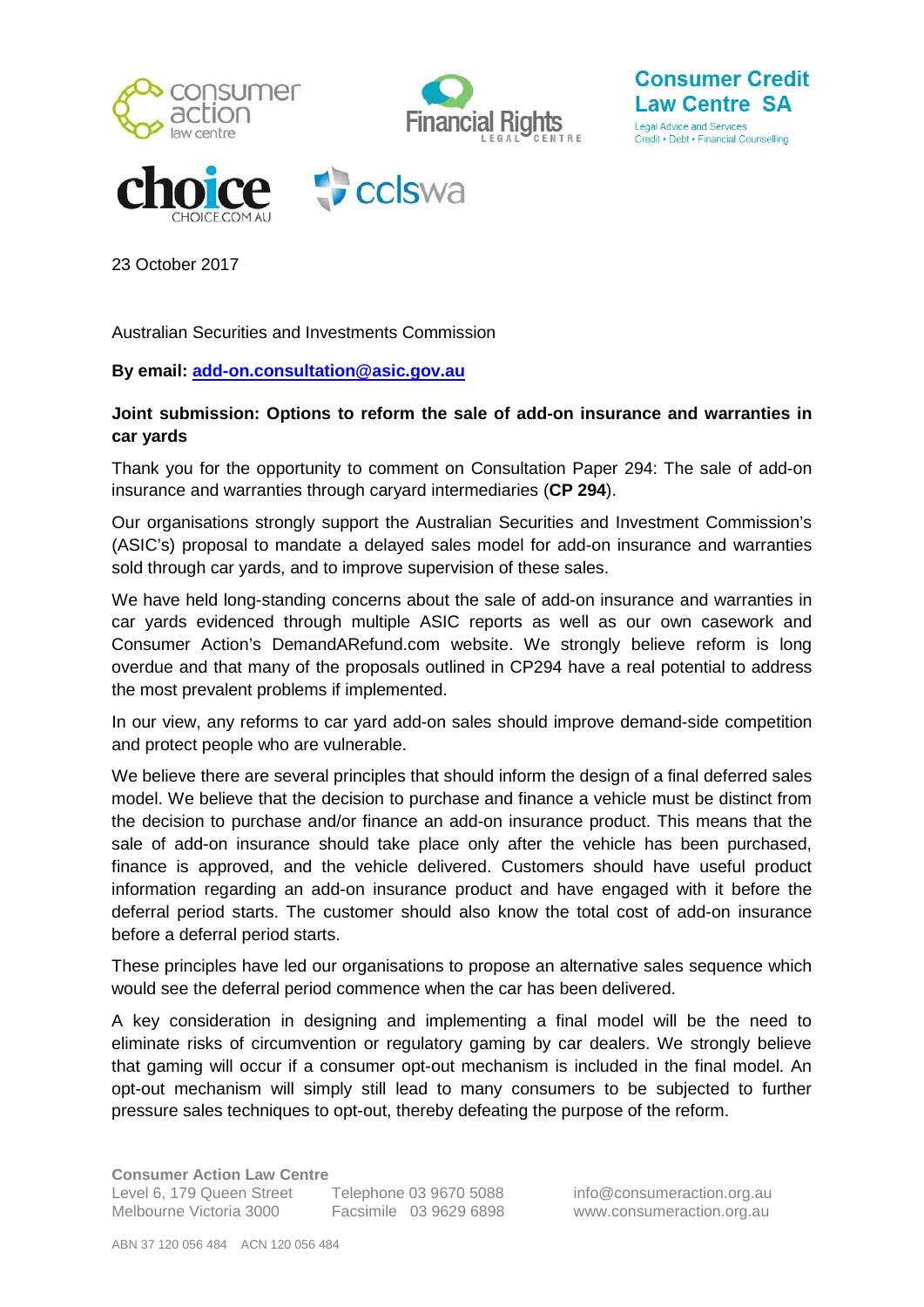23 October 2017

Australian Securities and Investments Commission

**By email: add-on.consultation@asic.gov.au**

**Joint submission: Options to reform the sale of add-on insurance and warranties in car yards**

Thank you for the opportunity to comment on Consultation Paper 294: The sale of add-on insurance and warranties through caryard intermediaries (**CP 294**).

Our organisations strongly support the Australian Securities and Investment Commission's (ASIC's) proposal to mandate a delayed sales model for add-on insurance and warranties sold through car yards, and to improve supervision of these sales.

We have held long-standing concerns about the sale of add-on insurance and warranties in car yards evidenced through multiple ASIC reports as well as our own casework and Consumer Action's DemandARefund.com website. We strongly believe reform is long overdue and that many of the proposals outlined in CP294 have a real potential to address the most prevalent problems if implemented.

In our view, any reforms to car yard add-on sales should improve demand-side competition and protect people who are vulnerable.

We believe there are several principles that should inform the design of a final deferred sales model. We believe that the decision to purchase and finance a vehicle must be distinct from the decision to purchase and/or finance an add-on insurance product. This means that the sale of add-on insurance should take place only after the vehicle has been purchased, finance is approved, and the vehicle delivered. Customers should have useful product information regarding an add-on insurance product and have engaged with it before the deferral period starts. The customer should also know the total cost of add-on insurance before a deferral period starts.

These principles have led our organisations to propose an alternative sales sequence which would see the deferral period commence when the car has been delivered.

A key consideration in designing and implementing a final model will be the need to eliminate risks of circumvention or regulatory gaming by car dealers. We strongly believe that gaming will occur if a consumer opt-out mechanism is included in the final model. An opt-out mechanism will simply still lead to many consumers to be subjected to further pressure sales techniques to opt-out, thereby defeating the purpose of the reform.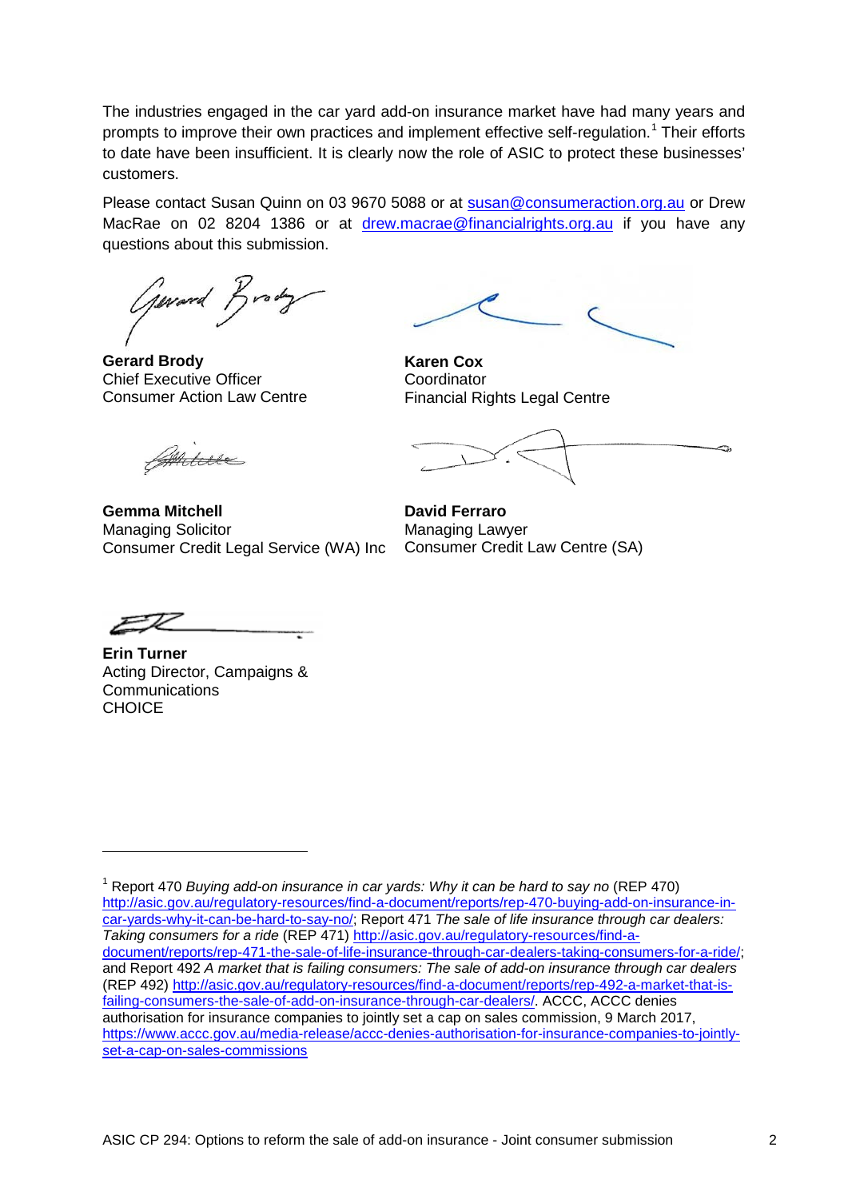The industries engaged in the car yard add-on insurance market have had many years and prompts to improve their own practices and implement effective self-regulation.[1] Their efforts to date have been insufficient. It is clearly now the role of ASIC to protect these businesses' customers.

Please contact Susan Quinn on 03 9670 5088 or at susan@consumeraction.org.au or Drew MacRae on 02 8204 1386 or at drew.macrae@financialrights.org.au if you have any questions about this submission.

**Gerard Brody**
Chief Executive Officer
Consumer Action Law Centre

**Karen Cox**
Coordinator
Financial Rights Legal Centre

**Gemma Mitchell**
Managing Solicitor
Consumer Credit Legal Service (WA) Inc

**David Ferraro**
Managing Lawyer
Consumer Credit Law Centre (SA)

**Erin Turner**
Acting Director, Campaigns & Communications
CHOICE

---

[1] Report 470 *Buying add-on insurance in car yards: Why it can be hard to say no* (REP 470) http://asic.gov.au/regulatory-resources/find-a-document/reports/rep-470-buying-add-on-insurance-in-car-yards-why-it-can-be-hard-to-say-no/; Report 471 *The sale of life insurance through car dealers: Taking consumers for a ride* (REP 471) http://asic.gov.au/regulatory-resources/find-a-document/reports/rep-471-the-sale-of-life-insurance-through-car-dealers-taking-consumers-for-a-ride/; and Report 492 *A market that is failing consumers: The sale of add-on insurance through car dealers* (REP 492) http://asic.gov.au/regulatory-resources/find-a-document/reports/rep-492-a-market-that-is-failing-consumers-the-sale-of-add-on-insurance-through-car-dealers/. ACCC, ACCC denies authorisation for insurance companies to jointly set a cap on sales commission, 9 March 2017, https://www.accc.gov.au/media-release/accc-denies-authorisation-for-insurance-companies-to-jointly-set-a-cap-on-sales-commissions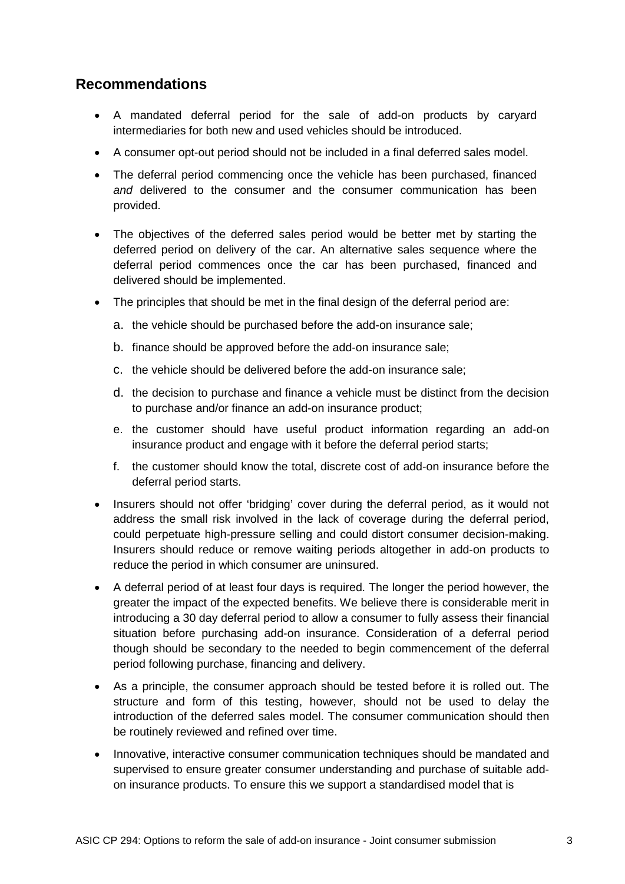## Recommendations

- A mandated deferral period for the sale of add-on products by caryard intermediaries for both new and used vehicles should be introduced.
- A consumer opt-out period should not be included in a final deferred sales model.
- The deferral period commencing once the vehicle has been purchased, financed *and* delivered to the consumer and the consumer communication has been provided.
- The objectives of the deferred sales period would be better met by starting the deferred period on delivery of the car. An alternative sales sequence where the deferral period commences once the car has been purchased, financed and delivered should be implemented.
- The principles that should be met in the final design of the deferral period are:
  a. the vehicle should be purchased before the add-on insurance sale;
  b. finance should be approved before the add-on insurance sale;
  c. the vehicle should be delivered before the add-on insurance sale;
  d. the decision to purchase and finance a vehicle must be distinct from the decision to purchase and/or finance an add-on insurance product;
  e. the customer should have useful product information regarding an add-on insurance product and engage with it before the deferral period starts;
  f. the customer should know the total, discrete cost of add-on insurance before the deferral period starts.
- Insurers should not offer 'bridging' cover during the deferral period, as it would not address the small risk involved in the lack of coverage during the deferral period, could perpetuate high-pressure selling and could distort consumer decision-making. Insurers should reduce or remove waiting periods altogether in add-on products to reduce the period in which consumer are uninsured.
- A deferral period of at least four days is required. The longer the period however, the greater the impact of the expected benefits. We believe there is considerable merit in introducing a 30 day deferral period to allow a consumer to fully assess their financial situation before purchasing add-on insurance. Consideration of a deferral period though should be secondary to the needed to begin commencement of the deferral period following purchase, financing and delivery.
- As a principle, the consumer approach should be tested before it is rolled out. The structure and form of this testing, however, should not be used to delay the introduction of the deferred sales model. The consumer communication should then be routinely reviewed and refined over time.
- Innovative, interactive consumer communication techniques should be mandated and supervised to ensure greater consumer understanding and purchase of suitable add-on insurance products. To ensure this we support a standardised model that is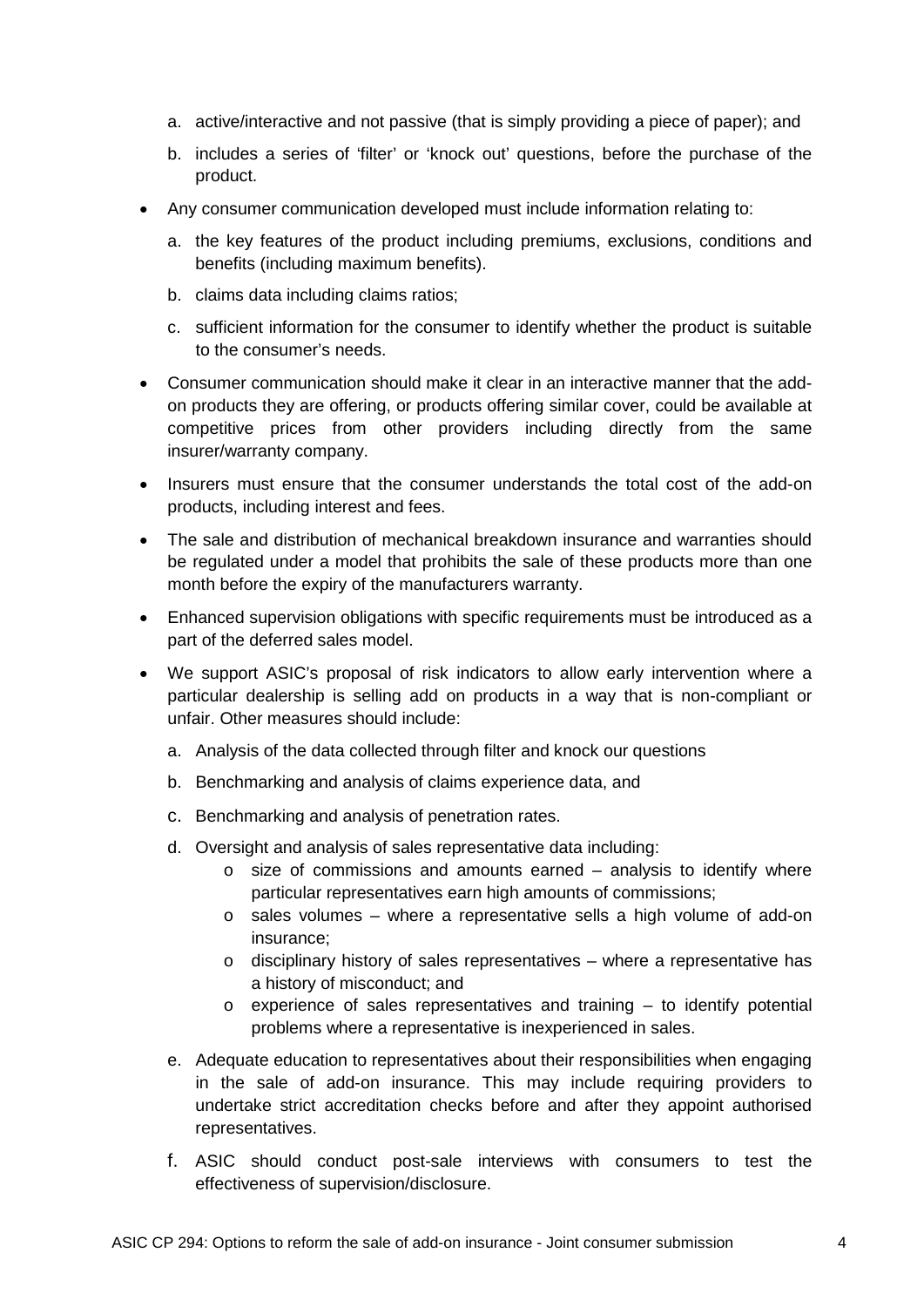a. active/interactive and not passive (that is simply providing a piece of paper); and

   b. includes a series of 'filter' or 'knock out' questions, before the purchase of the product.

- Any consumer communication developed must include information relating to:

   a. the key features of the product including premiums, exclusions, conditions and benefits (including maximum benefits).

   b. claims data including claims ratios;

   c. sufficient information for the consumer to identify whether the product is suitable to the consumer's needs.

- Consumer communication should make it clear in an interactive manner that the add-on products they are offering, or products offering similar cover, could be available at competitive prices from other providers including directly from the same insurer/warranty company.

- Insurers must ensure that the consumer understands the total cost of the add-on products, including interest and fees.

- The sale and distribution of mechanical breakdown insurance and warranties should be regulated under a model that prohibits the sale of these products more than one month before the expiry of the manufacturers warranty.

- Enhanced supervision obligations with specific requirements must be introduced as a part of the deferred sales model.

- We support ASIC's proposal of risk indicators to allow early intervention where a particular dealership is selling add on products in a way that is non-compliant or unfair. Other measures should include:

   a. Analysis of the data collected through filter and knock our questions

   b. Benchmarking and analysis of claims experience data, and

   c. Benchmarking and analysis of penetration rates.

   d. Oversight and analysis of sales representative data including:
      - size of commissions and amounts earned – analysis to identify where particular representatives earn high amounts of commissions;
      - sales volumes – where a representative sells a high volume of add-on insurance;
      - disciplinary history of sales representatives – where a representative has a history of misconduct; and
      - experience of sales representatives and training – to identify potential problems where a representative is inexperienced in sales.

   e. Adequate education to representatives about their responsibilities when engaging in the sale of add-on insurance. This may include requiring providers to undertake strict accreditation checks before and after they appoint authorised representatives.

   f. ASIC should conduct post-sale interviews with consumers to test the effectiveness of supervision/disclosure.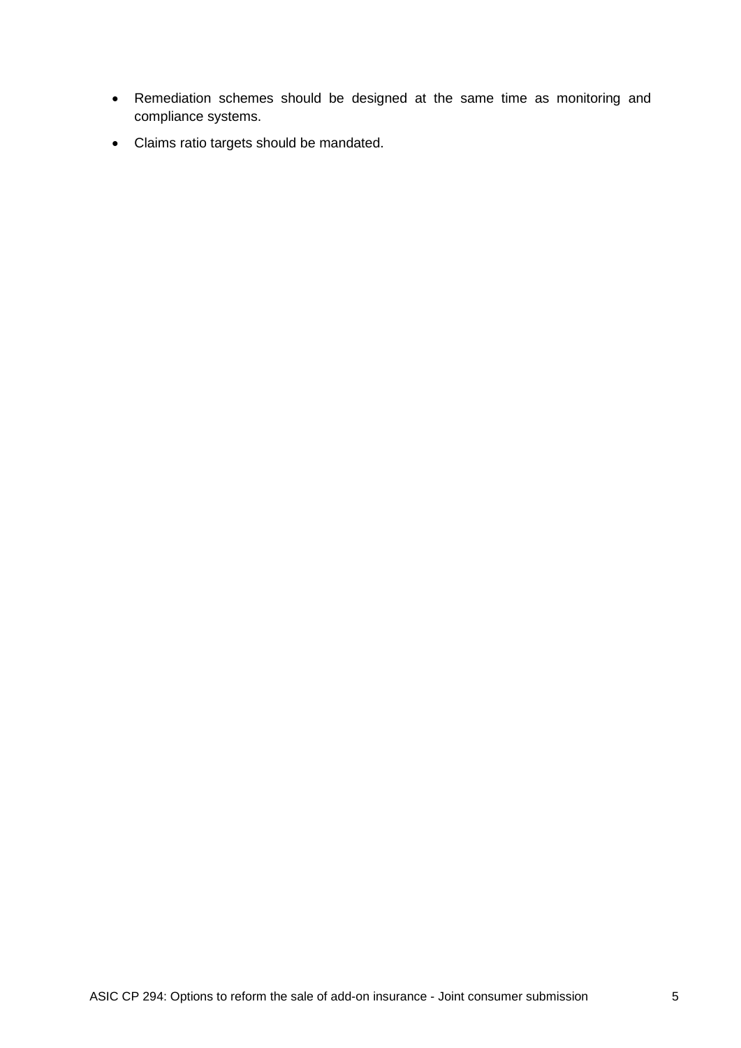- Remediation schemes should be designed at the same time as monitoring and compliance systems.
- Claims ratio targets should be mandated.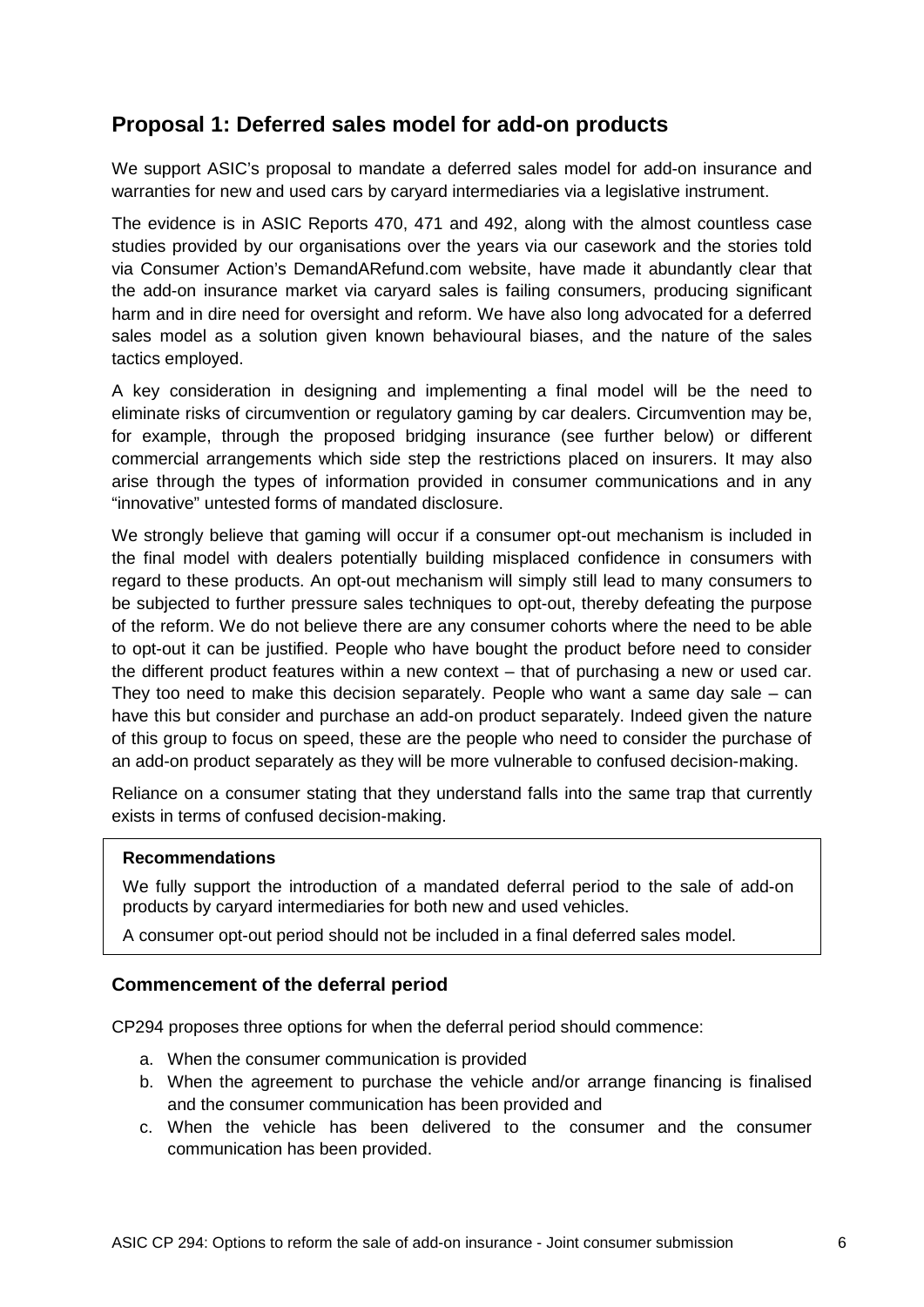## Proposal 1: Deferred sales model for add-on products

We support ASIC's proposal to mandate a deferred sales model for add-on insurance and warranties for new and used cars by caryard intermediaries via a legislative instrument.

The evidence is in ASIC Reports 470, 471 and 492, along with the almost countless case studies provided by our organisations over the years via our casework and the stories told via Consumer Action's DemandARefund.com website, have made it abundantly clear that the add-on insurance market via caryard sales is failing consumers, producing significant harm and in dire need for oversight and reform. We have also long advocated for a deferred sales model as a solution given known behavioural biases, and the nature of the sales tactics employed.

A key consideration in designing and implementing a final model will be the need to eliminate risks of circumvention or regulatory gaming by car dealers. Circumvention may be, for example, through the proposed bridging insurance (see further below) or different commercial arrangements which side step the restrictions placed on insurers. It may also arise through the types of information provided in consumer communications and in any "innovative" untested forms of mandated disclosure.

We strongly believe that gaming will occur if a consumer opt-out mechanism is included in the final model with dealers potentially building misplaced confidence in consumers with regard to these products. An opt-out mechanism will simply still lead to many consumers to be subjected to further pressure sales techniques to opt-out, thereby defeating the purpose of the reform. We do not believe there are any consumer cohorts where the need to be able to opt-out it can be justified. People who have bought the product before need to consider the different product features within a new context – that of purchasing a new or used car. They too need to make this decision separately. People who want a same day sale – can have this but consider and purchase an add-on product separately. Indeed given the nature of this group to focus on speed, these are the people who need to consider the purchase of an add-on product separately as they will be more vulnerable to confused decision-making.

Reliance on a consumer stating that they understand falls into the same trap that currently exists in terms of confused decision-making.

> **Recommendations**
>
> We fully support the introduction of a mandated deferral period to the sale of add-on products by caryard intermediaries for both new and used vehicles.
>
> A consumer opt-out period should not be included in a final deferred sales model.

### Commencement of the deferral period

CP294 proposes three options for when the deferral period should commence:

a. When the consumer communication is provided
b. When the agreement to purchase the vehicle and/or arrange financing is finalised and the consumer communication has been provided and
c. When the vehicle has been delivered to the consumer and the consumer communication has been provided.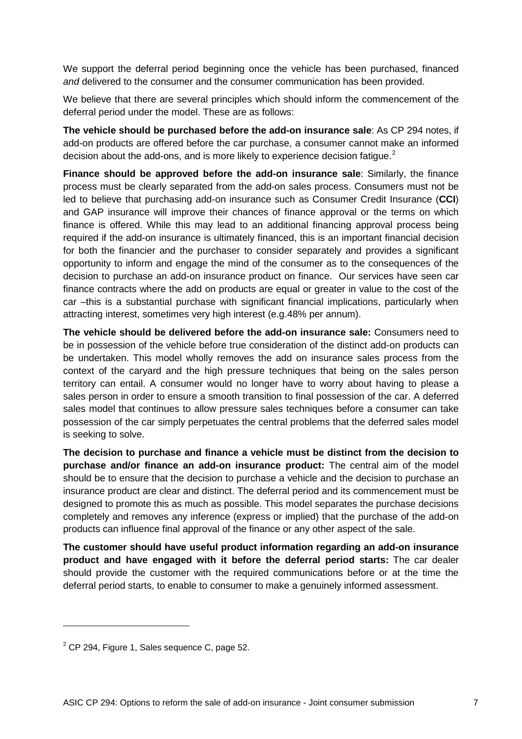We support the deferral period beginning once the vehicle has been purchased, financed *and* delivered to the consumer and the consumer communication has been provided.

We believe that there are several principles which should inform the commencement of the deferral period under the model. These are as follows:

**The vehicle should be purchased before the add-on insurance sale**: As CP 294 notes, if add-on products are offered before the car purchase, a consumer cannot make an informed decision about the add-ons, and is more likely to experience decision fatigue.[2]

**Finance should be approved before the add-on insurance sale**: Similarly, the finance process must be clearly separated from the add-on sales process. Consumers must not be led to believe that purchasing add-on insurance such as Consumer Credit Insurance (**CCI**) and GAP insurance will improve their chances of finance approval or the terms on which finance is offered. While this may lead to an additional financing approval process being required if the add-on insurance is ultimately financed, this is an important financial decision for both the financier and the purchaser to consider separately and provides a significant opportunity to inform and engage the mind of the consumer as to the consequences of the decision to purchase an add-on insurance product on finance. Our services have seen car finance contracts where the add on products are equal or greater in value to the cost of the car –this is a substantial purchase with significant financial implications, particularly when attracting interest, sometimes very high interest (e.g.48% per annum).

**The vehicle should be delivered before the add-on insurance sale:** Consumers need to be in possession of the vehicle before true consideration of the distinct add-on products can be undertaken. This model wholly removes the add on insurance sales process from the context of the caryard and the high pressure techniques that being on the sales person territory can entail. A consumer would no longer have to worry about having to please a sales person in order to ensure a smooth transition to final possession of the car. A deferred sales model that continues to allow pressure sales techniques before a consumer can take possession of the car simply perpetuates the central problems that the deferred sales model is seeking to solve.

**The decision to purchase and finance a vehicle must be distinct from the decision to purchase and/or finance an add-on insurance product:** The central aim of the model should be to ensure that the decision to purchase a vehicle and the decision to purchase an insurance product are clear and distinct. The deferral period and its commencement must be designed to promote this as much as possible. This model separates the purchase decisions completely and removes any inference (express or implied) that the purchase of the add-on products can influence final approval of the finance or any other aspect of the sale.

**The customer should have useful product information regarding an add-on insurance product and have engaged with it before the deferral period starts:** The car dealer should provide the customer with the required communications before or at the time the deferral period starts, to enable to consumer to make a genuinely informed assessment.

---

[2] CP 294, Figure 1, Sales sequence C, page 52.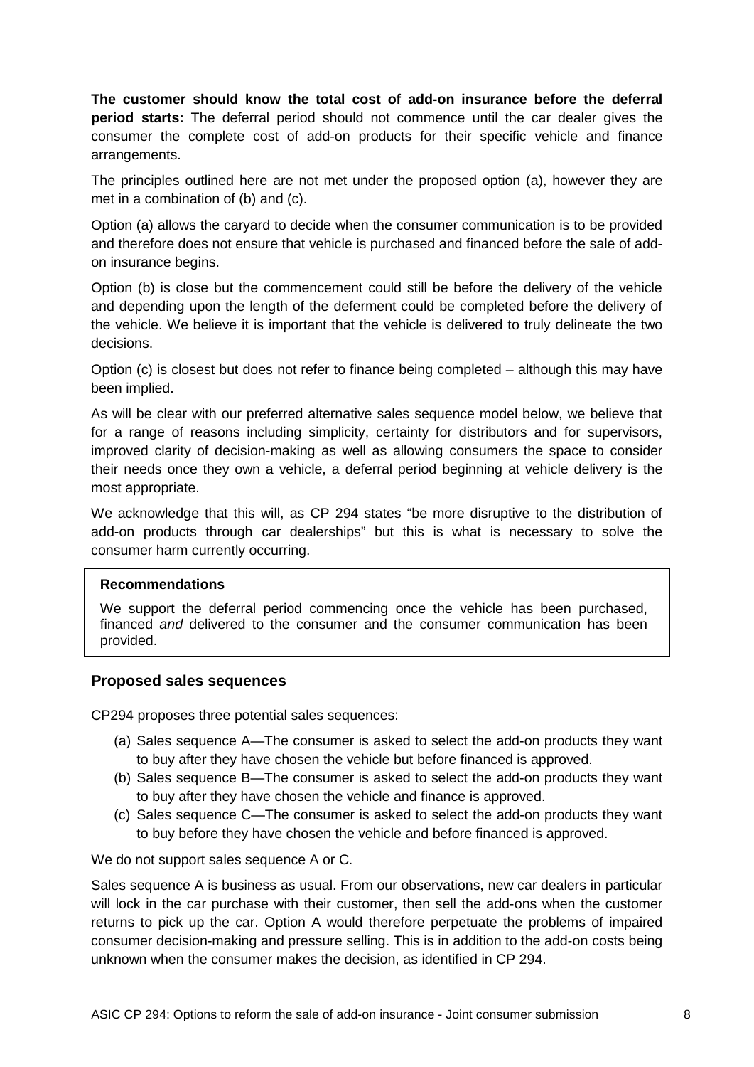**The customer should know the total cost of add-on insurance before the deferral period starts:** The deferral period should not commence until the car dealer gives the consumer the complete cost of add-on products for their specific vehicle and finance arrangements.

The principles outlined here are not met under the proposed option (a), however they are met in a combination of (b) and (c).

Option (a) allows the caryard to decide when the consumer communication is to be provided and therefore does not ensure that vehicle is purchased and financed before the sale of add-on insurance begins.

Option (b) is close but the commencement could still be before the delivery of the vehicle and depending upon the length of the deferment could be completed before the delivery of the vehicle. We believe it is important that the vehicle is delivered to truly delineate the two decisions.

Option (c) is closest but does not refer to finance being completed – although this may have been implied.

As will be clear with our preferred alternative sales sequence model below, we believe that for a range of reasons including simplicity, certainty for distributors and for supervisors, improved clarity of decision-making as well as allowing consumers the space to consider their needs once they own a vehicle, a deferral period beginning at vehicle delivery is the most appropriate.

We acknowledge that this will, as CP 294 states "be more disruptive to the distribution of add-on products through car dealerships" but this is what is necessary to solve the consumer harm currently occurring.

> **Recommendations**
>
> We support the deferral period commencing once the vehicle has been purchased, financed *and* delivered to the consumer and the consumer communication has been provided.

## Proposed sales sequences

CP294 proposes three potential sales sequences:

(a) Sales sequence A—The consumer is asked to select the add-on products they want to buy after they have chosen the vehicle but before financed is approved.

(b) Sales sequence B—The consumer is asked to select the add-on products they want to buy after they have chosen the vehicle and finance is approved.

(c) Sales sequence C—The consumer is asked to select the add-on products they want to buy before they have chosen the vehicle and before financed is approved.

We do not support sales sequence A or C.

Sales sequence A is business as usual. From our observations, new car dealers in particular will lock in the car purchase with their customer, then sell the add-ons when the customer returns to pick up the car. Option A would therefore perpetuate the problems of impaired consumer decision-making and pressure selling. This is in addition to the add-on costs being unknown when the consumer makes the decision, as identified in CP 294.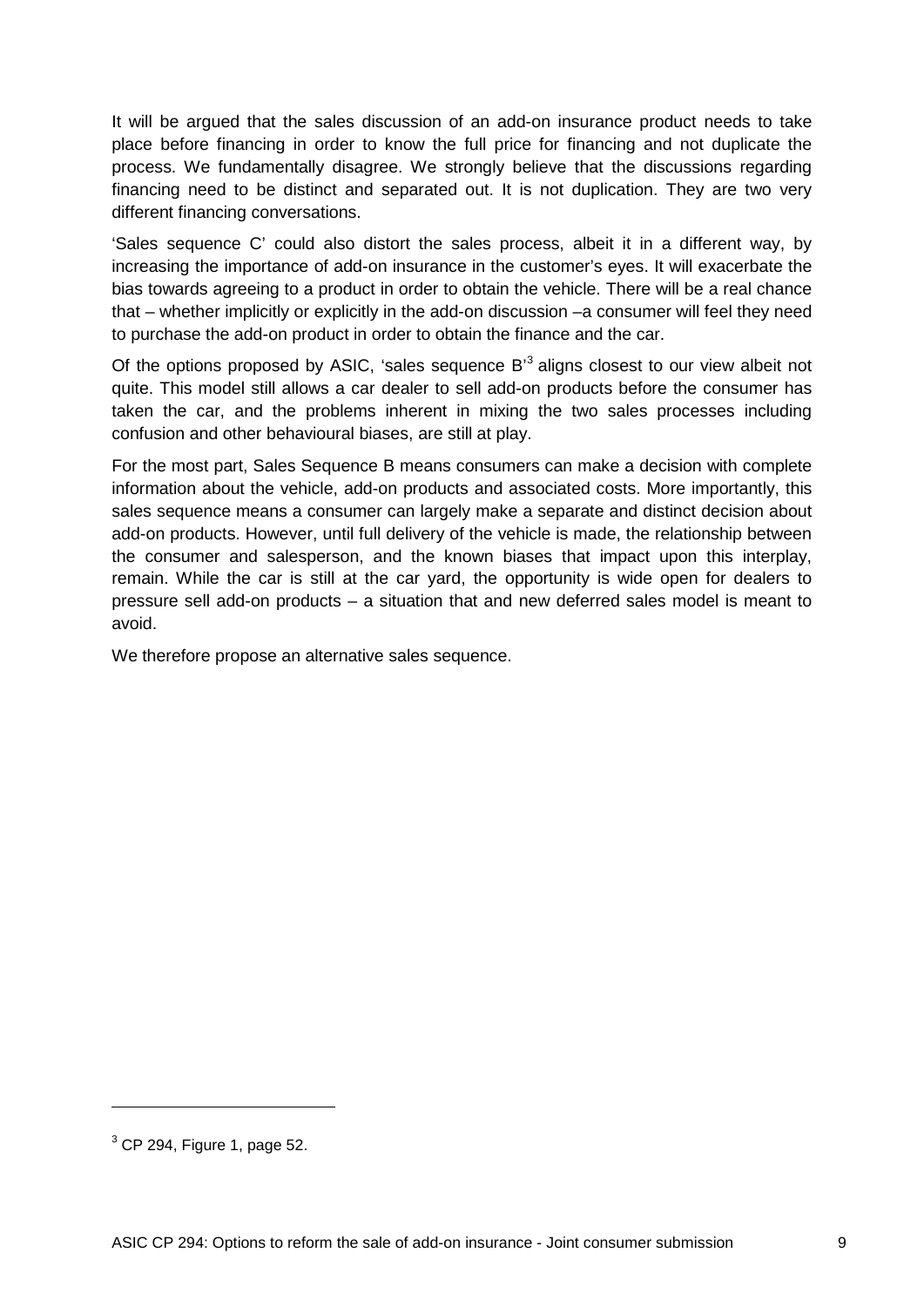It will be argued that the sales discussion of an add-on insurance product needs to take place before financing in order to know the full price for financing and not duplicate the process. We fundamentally disagree. We strongly believe that the discussions regarding financing need to be distinct and separated out. It is not duplication. They are two very different financing conversations.

'Sales sequence C' could also distort the sales process, albeit it in a different way, by increasing the importance of add-on insurance in the customer's eyes. It will exacerbate the bias towards agreeing to a product in order to obtain the vehicle. There will be a real chance that – whether implicitly or explicitly in the add-on discussion –a consumer will feel they need to purchase the add-on product in order to obtain the finance and the car.

Of the options proposed by ASIC, 'sales sequence B'[3] aligns closest to our view albeit not quite. This model still allows a car dealer to sell add-on products before the consumer has taken the car, and the problems inherent in mixing the two sales processes including confusion and other behavioural biases, are still at play.

For the most part, Sales Sequence B means consumers can make a decision with complete information about the vehicle, add-on products and associated costs. More importantly, this sales sequence means a consumer can largely make a separate and distinct decision about add-on products. However, until full delivery of the vehicle is made, the relationship between the consumer and salesperson, and the known biases that impact upon this interplay, remain. While the car is still at the car yard, the opportunity is wide open for dealers to pressure sell add-on products – a situation that and new deferred sales model is meant to avoid.

We therefore propose an alternative sales sequence.

---

[3] CP 294, Figure 1, page 52.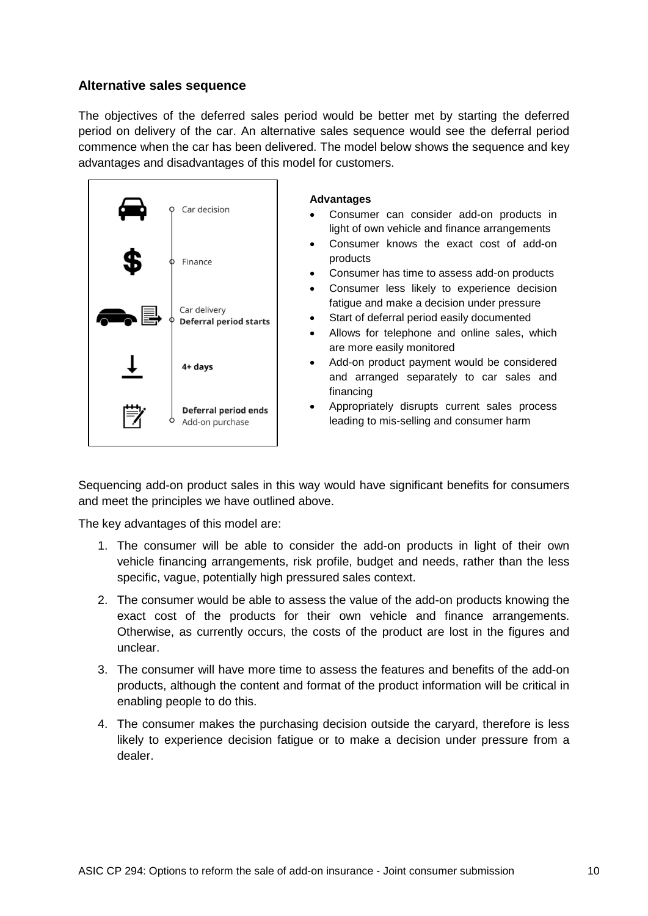### Alternative sales sequence

The objectives of the deferred sales period would be better met by starting the deferred period on delivery of the car. An alternative sales sequence would see the deferral period commence when the car has been delivered. The model below shows the sequence and key advantages and disadvantages of this model for customers.

- Car decision
- Finance
- Car delivery
  **Deferral period starts**
- **4+ days**
- **Deferral period ends**
  Add-on purchase

**Advantages**

- Consumer can consider add-on products in light of own vehicle and finance arrangements
- Consumer knows the exact cost of add-on products
- Consumer has time to assess add-on products
- Consumer less likely to experience decision fatigue and make a decision under pressure
- Start of deferral period easily documented
- Allows for telephone and online sales, which are more easily monitored
- Add-on product payment would be considered and arranged separately to car sales and financing
- Appropriately disrupts current sales process leading to mis-selling and consumer harm

Sequencing add-on product sales in this way would have significant benefits for consumers and meet the principles we have outlined above.

The key advantages of this model are:

1. The consumer will be able to consider the add-on products in light of their own vehicle financing arrangements, risk profile, budget and needs, rather than the less specific, vague, potentially high pressured sales context.
2. The consumer would be able to assess the value of the add-on products knowing the exact cost of the products for their own vehicle and finance arrangements. Otherwise, as currently occurs, the costs of the product are lost in the figures and unclear.
3. The consumer will have more time to assess the features and benefits of the add-on products, although the content and format of the product information will be critical in enabling people to do this.
4. The consumer makes the purchasing decision outside the caryard, therefore is less likely to experience decision fatigue or to make a decision under pressure from a dealer.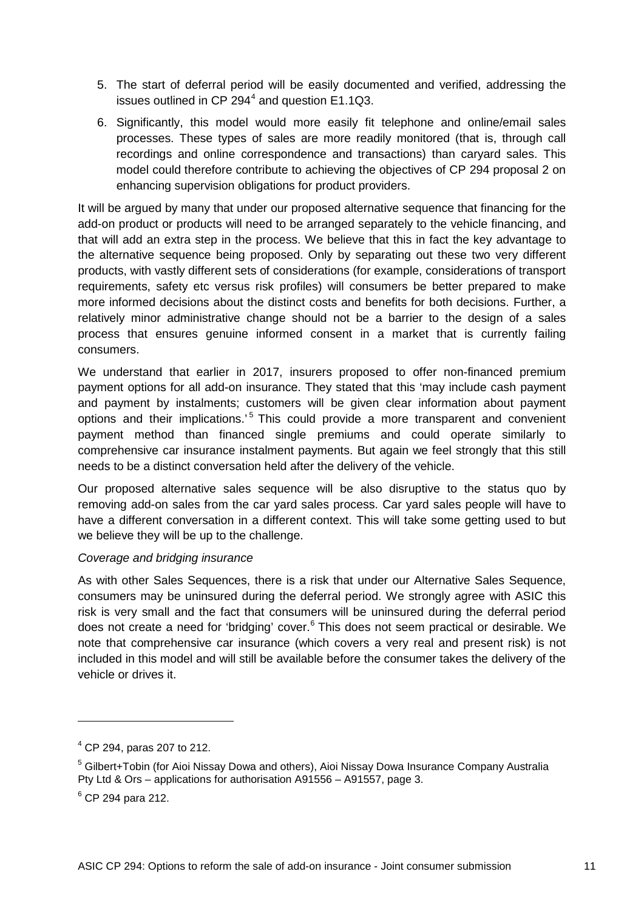5. The start of deferral period will be easily documented and verified, addressing the issues outlined in CP 294[4] and question E1.1Q3.
6. Significantly, this model would more easily fit telephone and online/email sales processes. These types of sales are more readily monitored (that is, through call recordings and online correspondence and transactions) than caryard sales. This model could therefore contribute to achieving the objectives of CP 294 proposal 2 on enhancing supervision obligations for product providers.

It will be argued by many that under our proposed alternative sequence that financing for the add-on product or products will need to be arranged separately to the vehicle financing, and that will add an extra step in the process. We believe that this in fact the key advantage to the alternative sequence being proposed. Only by separating out these two very different products, with vastly different sets of considerations (for example, considerations of transport requirements, safety etc versus risk profiles) will consumers be better prepared to make more informed decisions about the distinct costs and benefits for both decisions. Further, a relatively minor administrative change should not be a barrier to the design of a sales process that ensures genuine informed consent in a market that is currently failing consumers.

We understand that earlier in 2017, insurers proposed to offer non-financed premium payment options for all add-on insurance. They stated that this 'may include cash payment and payment by instalments; customers will be given clear information about payment options and their implications.'[5] This could provide a more transparent and convenient payment method than financed single premiums and could operate similarly to comprehensive car insurance instalment payments. But again we feel strongly that this still needs to be a distinct conversation held after the delivery of the vehicle.

Our proposed alternative sales sequence will be also disruptive to the status quo by removing add-on sales from the car yard sales process. Car yard sales people will have to have a different conversation in a different context. This will take some getting used to but we believe they will be up to the challenge.

*Coverage and bridging insurance*

As with other Sales Sequences, there is a risk that under our Alternative Sales Sequence, consumers may be uninsured during the deferral period. We strongly agree with ASIC this risk is very small and the fact that consumers will be uninsured during the deferral period does not create a need for 'bridging' cover.[6] This does not seem practical or desirable. We note that comprehensive car insurance (which covers a very real and present risk) is not included in this model and will still be available before the consumer takes the delivery of the vehicle or drives it.

---

[4] CP 294, paras 207 to 212.

[5] Gilbert+Tobin (for Aioi Nissay Dowa and others), Aioi Nissay Dowa Insurance Company Australia Pty Ltd & Ors – applications for authorisation A91556 – A91557, page 3.

[6] CP 294 para 212.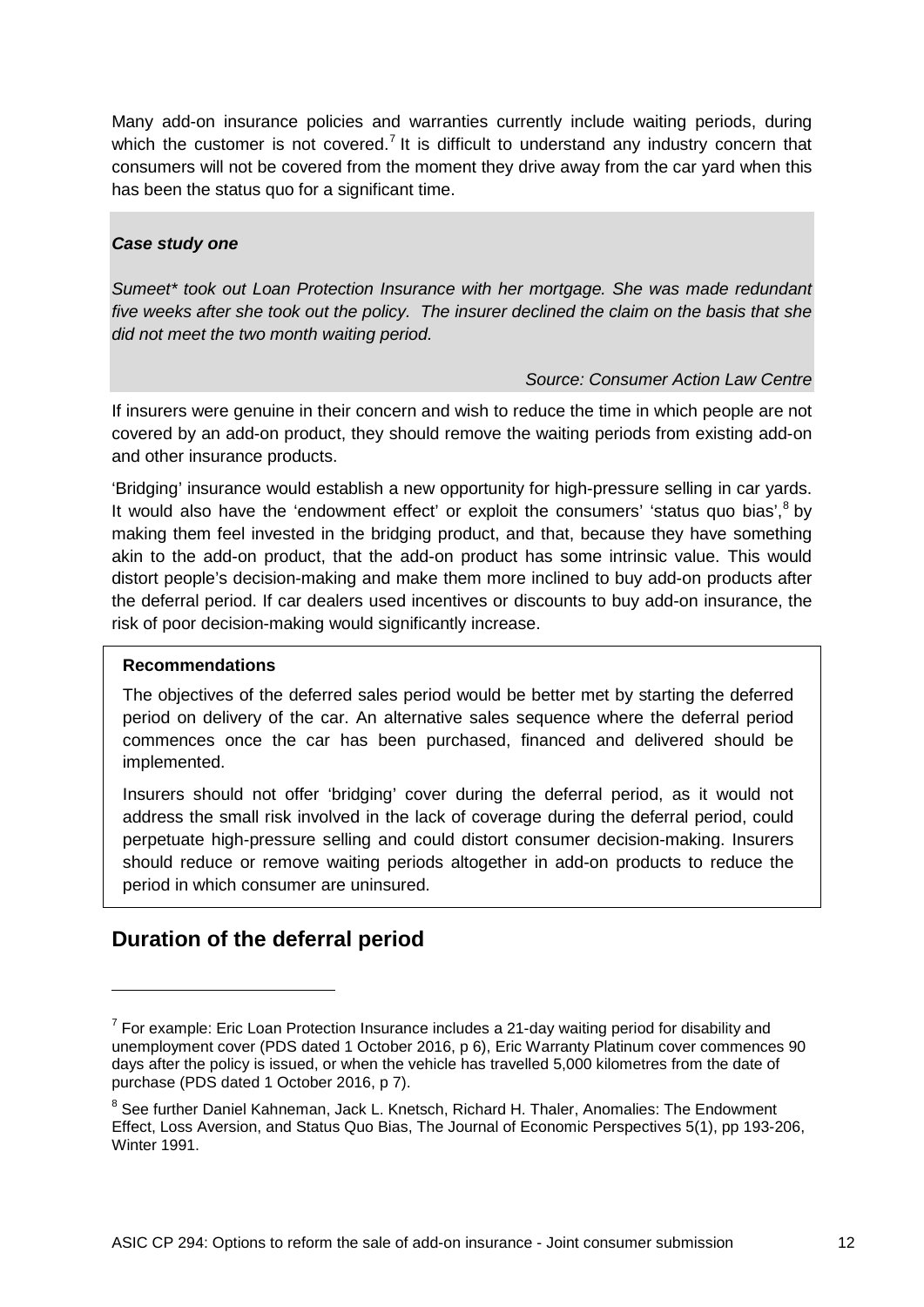Many add-on insurance policies and warranties currently include waiting periods, during which the customer is not covered.[7] It is difficult to understand any industry concern that consumers will not be covered from the moment they drive away from the car yard when this has been the status quo for a significant time.

> ***Case study one***
>
> *Sumeet\* took out Loan Protection Insurance with her mortgage. She was made redundant five weeks after she took out the policy. The insurer declined the claim on the basis that she did not meet the two month waiting period.*
>
> *Source: Consumer Action Law Centre*

If insurers were genuine in their concern and wish to reduce the time in which people are not covered by an add-on product, they should remove the waiting periods from existing add-on and other insurance products.

'Bridging' insurance would establish a new opportunity for high-pressure selling in car yards. It would also have the 'endowment effect' or exploit the consumers' 'status quo bias',[8] by making them feel invested in the bridging product, and that, because they have something akin to the add-on product, that the add-on product has some intrinsic value. This would distort people's decision-making and make them more inclined to buy add-on products after the deferral period. If car dealers used incentives or discounts to buy add-on insurance, the risk of poor decision-making would significantly increase.

> **Recommendations**
>
> The objectives of the deferred sales period would be better met by starting the deferred period on delivery of the car. An alternative sales sequence where the deferral period commences once the car has been purchased, financed and delivered should be implemented.
>
> Insurers should not offer 'bridging' cover during the deferral period, as it would not address the small risk involved in the lack of coverage during the deferral period, could perpetuate high-pressure selling and could distort consumer decision-making. Insurers should reduce or remove waiting periods altogether in add-on products to reduce the period in which consumer are uninsured.

## Duration of the deferral period

---

[7] For example: Eric Loan Protection Insurance includes a 21-day waiting period for disability and unemployment cover (PDS dated 1 October 2016, p 6), Eric Warranty Platinum cover commences 90 days after the policy is issued, or when the vehicle has travelled 5,000 kilometres from the date of purchase (PDS dated 1 October 2016, p 7).

[8] See further Daniel Kahneman, Jack L. Knetsch, Richard H. Thaler, Anomalies: The Endowment Effect, Loss Aversion, and Status Quo Bias, The Journal of Economic Perspectives 5(1), pp 193-206, Winter 1991.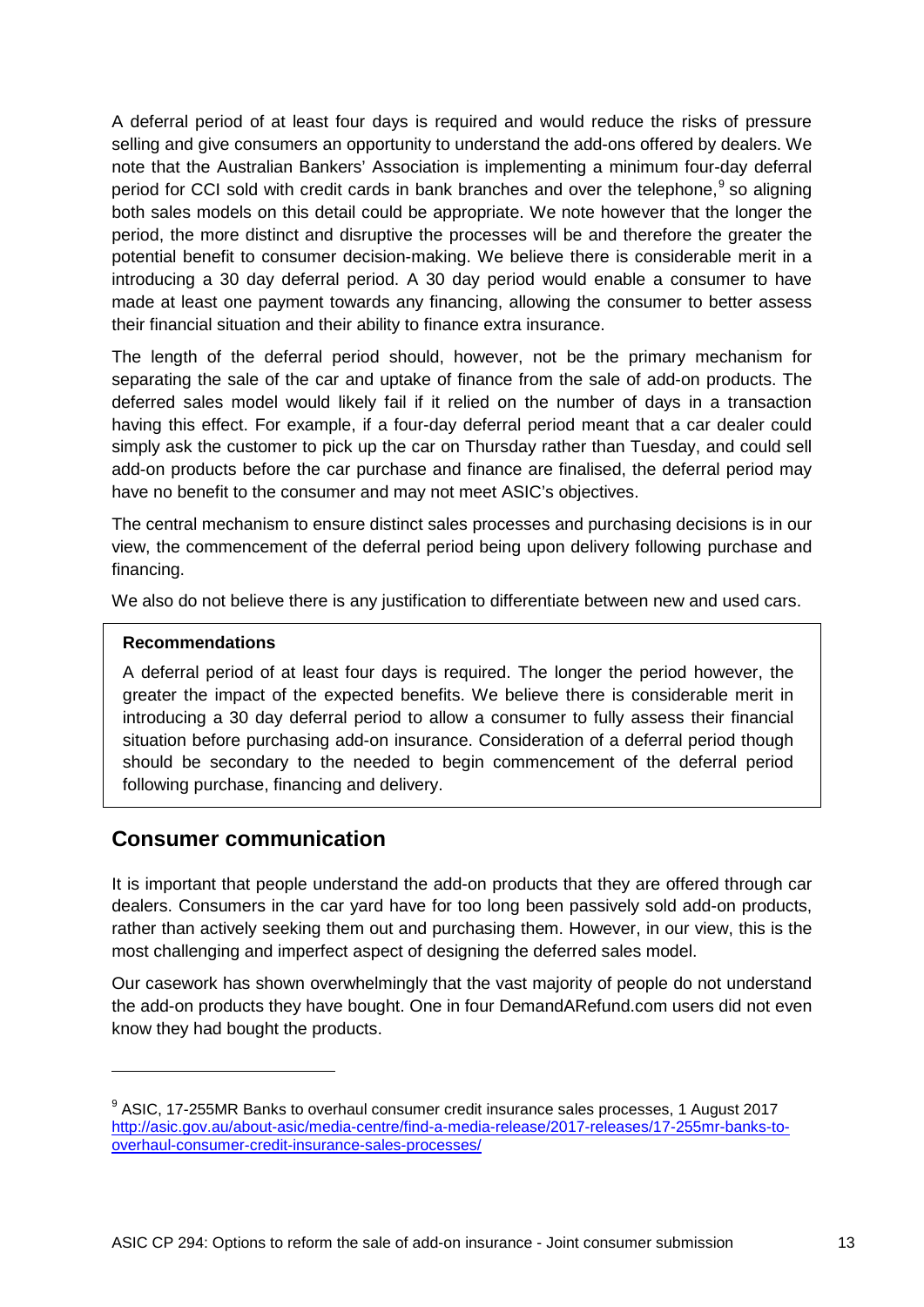A deferral period of at least four days is required and would reduce the risks of pressure selling and give consumers an opportunity to understand the add-ons offered by dealers. We note that the Australian Bankers' Association is implementing a minimum four-day deferral period for CCI sold with credit cards in bank branches and over the telephone,[9] so aligning both sales models on this detail could be appropriate. We note however that the longer the period, the more distinct and disruptive the processes will be and therefore the greater the potential benefit to consumer decision-making. We believe there is considerable merit in a introducing a 30 day deferral period. A 30 day period would enable a consumer to have made at least one payment towards any financing, allowing the consumer to better assess their financial situation and their ability to finance extra insurance.

The length of the deferral period should, however, not be the primary mechanism for separating the sale of the car and uptake of finance from the sale of add-on products. The deferred sales model would likely fail if it relied on the number of days in a transaction having this effect. For example, if a four-day deferral period meant that a car dealer could simply ask the customer to pick up the car on Thursday rather than Tuesday, and could sell add-on products before the car purchase and finance are finalised, the deferral period may have no benefit to the consumer and may not meet ASIC's objectives.

The central mechanism to ensure distinct sales processes and purchasing decisions is in our view, the commencement of the deferral period being upon delivery following purchase and financing.

We also do not believe there is any justification to differentiate between new and used cars.

> **Recommendations**
>
> A deferral period of at least four days is required. The longer the period however, the greater the impact of the expected benefits. We believe there is considerable merit in introducing a 30 day deferral period to allow a consumer to fully assess their financial situation before purchasing add-on insurance. Consideration of a deferral period though should be secondary to the needed to begin commencement of the deferral period following purchase, financing and delivery.

## Consumer communication

It is important that people understand the add-on products that they are offered through car dealers. Consumers in the car yard have for too long been passively sold add-on products, rather than actively seeking them out and purchasing them. However, in our view, this is the most challenging and imperfect aspect of designing the deferred sales model.

Our casework has shown overwhelmingly that the vast majority of people do not understand the add-on products they have bought. One in four DemandARefund.com users did not even know they had bought the products.

---

[9] ASIC, 17-255MR Banks to overhaul consumer credit insurance sales processes, 1 August 2017 http://asic.gov.au/about-asic/media-centre/find-a-media-release/2017-releases/17-255mr-banks-to-overhaul-consumer-credit-insurance-sales-processes/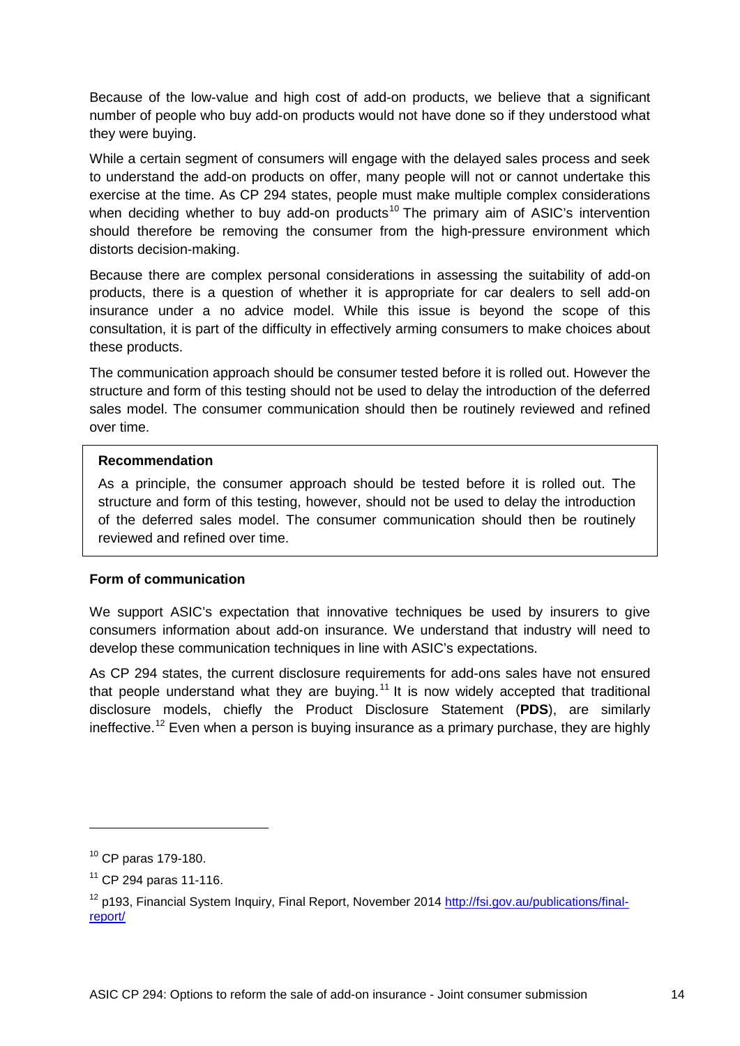Because of the low-value and high cost of add-on products, we believe that a significant number of people who buy add-on products would not have done so if they understood what they were buying.

While a certain segment of consumers will engage with the delayed sales process and seek to understand the add-on products on offer, many people will not or cannot undertake this exercise at the time. As CP 294 states, people must make multiple complex considerations when deciding whether to buy add-on products[10] The primary aim of ASIC's intervention should therefore be removing the consumer from the high-pressure environment which distorts decision-making.

Because there are complex personal considerations in assessing the suitability of add-on products, there is a question of whether it is appropriate for car dealers to sell add-on insurance under a no advice model. While this issue is beyond the scope of this consultation, it is part of the difficulty in effectively arming consumers to make choices about these products.

The communication approach should be consumer tested before it is rolled out. However the structure and form of this testing should not be used to delay the introduction of the deferred sales model. The consumer communication should then be routinely reviewed and refined over time.

> **Recommendation**
>
> As a principle, the consumer approach should be tested before it is rolled out. The structure and form of this testing, however, should not be used to delay the introduction of the deferred sales model. The consumer communication should then be routinely reviewed and refined over time.

**Form of communication**

We support ASIC's expectation that innovative techniques be used by insurers to give consumers information about add-on insurance. We understand that industry will need to develop these communication techniques in line with ASIC's expectations.

As CP 294 states, the current disclosure requirements for add-ons sales have not ensured that people understand what they are buying.[11] It is now widely accepted that traditional disclosure models, chiefly the Product Disclosure Statement (**PDS**), are similarly ineffective.[12] Even when a person is buying insurance as a primary purchase, they are highly

---

[10] CP paras 179-180.

[11] CP 294 paras 11-116.

[12] p193, Financial System Inquiry, Final Report, November 2014 http://fsi.gov.au/publications/final-report/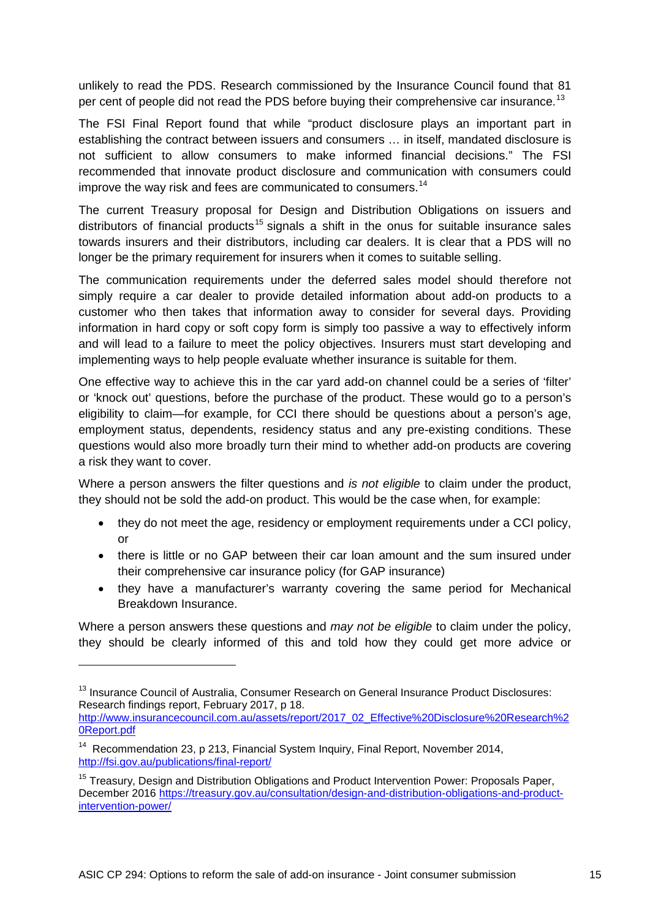unlikely to read the PDS. Research commissioned by the Insurance Council found that 81 per cent of people did not read the PDS before buying their comprehensive car insurance.[13]

The FSI Final Report found that while "product disclosure plays an important part in establishing the contract between issuers and consumers … in itself, mandated disclosure is not sufficient to allow consumers to make informed financial decisions." The FSI recommended that innovate product disclosure and communication with consumers could improve the way risk and fees are communicated to consumers.[14]

The current Treasury proposal for Design and Distribution Obligations on issuers and distributors of financial products[15] signals a shift in the onus for suitable insurance sales towards insurers and their distributors, including car dealers. It is clear that a PDS will no longer be the primary requirement for insurers when it comes to suitable selling.

The communication requirements under the deferred sales model should therefore not simply require a car dealer to provide detailed information about add-on products to a customer who then takes that information away to consider for several days. Providing information in hard copy or soft copy form is simply too passive a way to effectively inform and will lead to a failure to meet the policy objectives. Insurers must start developing and implementing ways to help people evaluate whether insurance is suitable for them.

One effective way to achieve this in the car yard add-on channel could be a series of 'filter' or 'knock out' questions, before the purchase of the product. These would go to a person's eligibility to claim—for example, for CCI there should be questions about a person's age, employment status, dependents, residency status and any pre-existing conditions. These questions would also more broadly turn their mind to whether add-on products are covering a risk they want to cover.

Where a person answers the filter questions and *is not eligible* to claim under the product, they should not be sold the add-on product. This would be the case when, for example:

- they do not meet the age, residency or employment requirements under a CCI policy, or
- there is little or no GAP between their car loan amount and the sum insured under their comprehensive car insurance policy (for GAP insurance)
- they have a manufacturer's warranty covering the same period for Mechanical Breakdown Insurance.

Where a person answers these questions and *may not be eligible* to claim under the policy, they should be clearly informed of this and told how they could get more advice or

---

[13] Insurance Council of Australia, Consumer Research on General Insurance Product Disclosures: Research findings report, February 2017, p 18. http://www.insurancecouncil.com.au/assets/report/2017_02_Effective%20Disclosure%20Research%20Report.pdf

[14] Recommendation 23, p 213, Financial System Inquiry, Final Report, November 2014, http://fsi.gov.au/publications/final-report/

[15] Treasury, Design and Distribution Obligations and Product Intervention Power: Proposals Paper, December 2016 https://treasury.gov.au/consultation/design-and-distribution-obligations-and-product-intervention-power/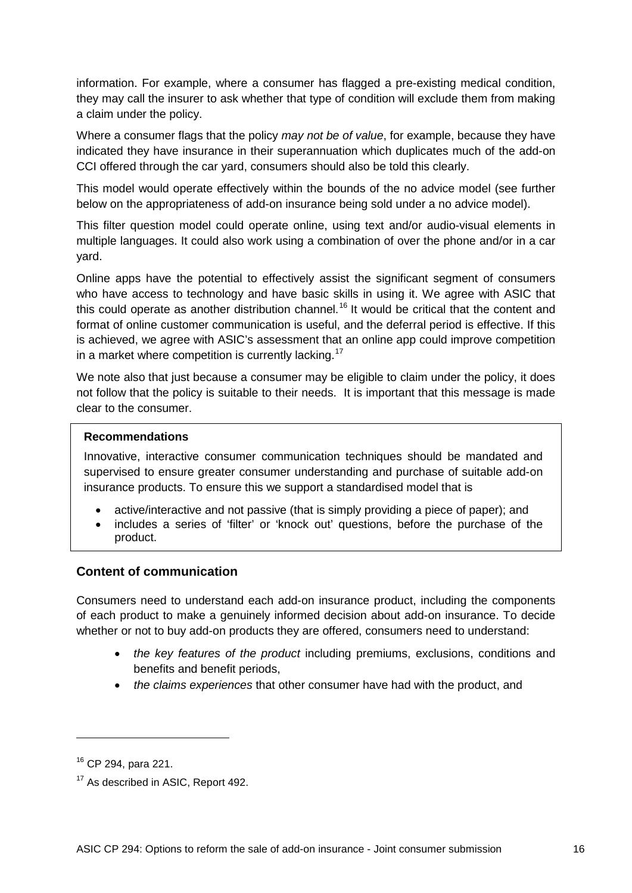information. For example, where a consumer has flagged a pre-existing medical condition, they may call the insurer to ask whether that type of condition will exclude them from making a claim under the policy.

Where a consumer flags that the policy *may not be of value*, for example, because they have indicated they have insurance in their superannuation which duplicates much of the add-on CCI offered through the car yard, consumers should also be told this clearly.

This model would operate effectively within the bounds of the no advice model (see further below on the appropriateness of add-on insurance being sold under a no advice model).

This filter question model could operate online, using text and/or audio-visual elements in multiple languages. It could also work using a combination of over the phone and/or in a car yard.

Online apps have the potential to effectively assist the significant segment of consumers who have access to technology and have basic skills in using it. We agree with ASIC that this could operate as another distribution channel.[16] It would be critical that the content and format of online customer communication is useful, and the deferral period is effective. If this is achieved, we agree with ASIC's assessment that an online app could improve competition in a market where competition is currently lacking.[17]

We note also that just because a consumer may be eligible to claim under the policy, it does not follow that the policy is suitable to their needs. It is important that this message is made clear to the consumer.

**Recommendations**

Innovative, interactive consumer communication techniques should be mandated and supervised to ensure greater consumer understanding and purchase of suitable add-on insurance products. To ensure this we support a standardised model that is

- active/interactive and not passive (that is simply providing a piece of paper); and
- includes a series of 'filter' or 'knock out' questions, before the purchase of the product.

### Content of communication

Consumers need to understand each add-on insurance product, including the components of each product to make a genuinely informed decision about add-on insurance. To decide whether or not to buy add-on products they are offered, consumers need to understand:

- *the key features of the product* including premiums, exclusions, conditions and benefits and benefit periods,
- *the claims experiences* that other consumer have had with the product, and

---

[16] CP 294, para 221.

[17] As described in ASIC, Report 492.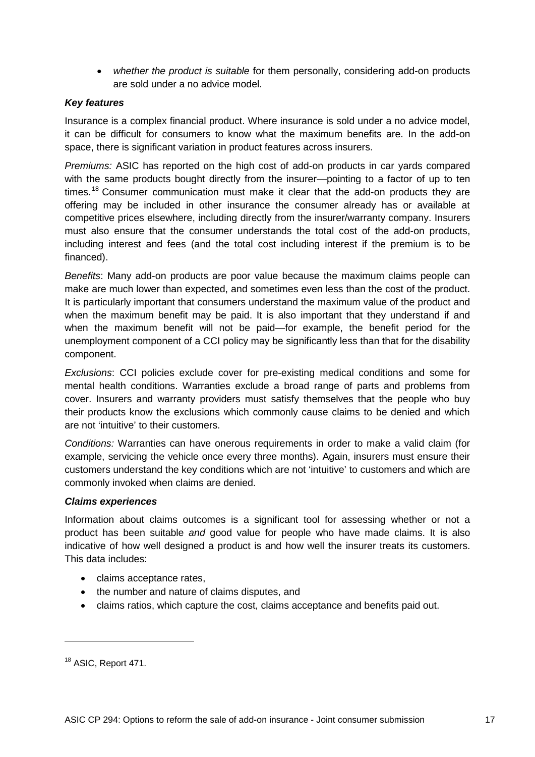- *whether the product is suitable* for them personally, considering add-on products are sold under a no advice model.

***Key features***

Insurance is a complex financial product. Where insurance is sold under a no advice model, it can be difficult for consumers to know what the maximum benefits are. In the add-on space, there is significant variation in product features across insurers.

*Premiums:* ASIC has reported on the high cost of add-on products in car yards compared with the same products bought directly from the insurer—pointing to a factor of up to ten times.[18] Consumer communication must make it clear that the add-on products they are offering may be included in other insurance the consumer already has or available at competitive prices elsewhere, including directly from the insurer/warranty company. Insurers must also ensure that the consumer understands the total cost of the add-on products, including interest and fees (and the total cost including interest if the premium is to be financed).

*Benefits*: Many add-on products are poor value because the maximum claims people can make are much lower than expected, and sometimes even less than the cost of the product. It is particularly important that consumers understand the maximum value of the product and when the maximum benefit may be paid. It is also important that they understand if and when the maximum benefit will not be paid—for example, the benefit period for the unemployment component of a CCI policy may be significantly less than that for the disability component.

*Exclusions*: CCI policies exclude cover for pre-existing medical conditions and some for mental health conditions. Warranties exclude a broad range of parts and problems from cover. Insurers and warranty providers must satisfy themselves that the people who buy their products know the exclusions which commonly cause claims to be denied and which are not 'intuitive' to their customers.

*Conditions:* Warranties can have onerous requirements in order to make a valid claim (for example, servicing the vehicle once every three months). Again, insurers must ensure their customers understand the key conditions which are not 'intuitive' to customers and which are commonly invoked when claims are denied.

***Claims experiences***

Information about claims outcomes is a significant tool for assessing whether or not a product has been suitable *and* good value for people who have made claims. It is also indicative of how well designed a product is and how well the insurer treats its customers. This data includes:

- claims acceptance rates,
- the number and nature of claims disputes, and
- claims ratios, which capture the cost, claims acceptance and benefits paid out.

---

[18] ASIC, Report 471.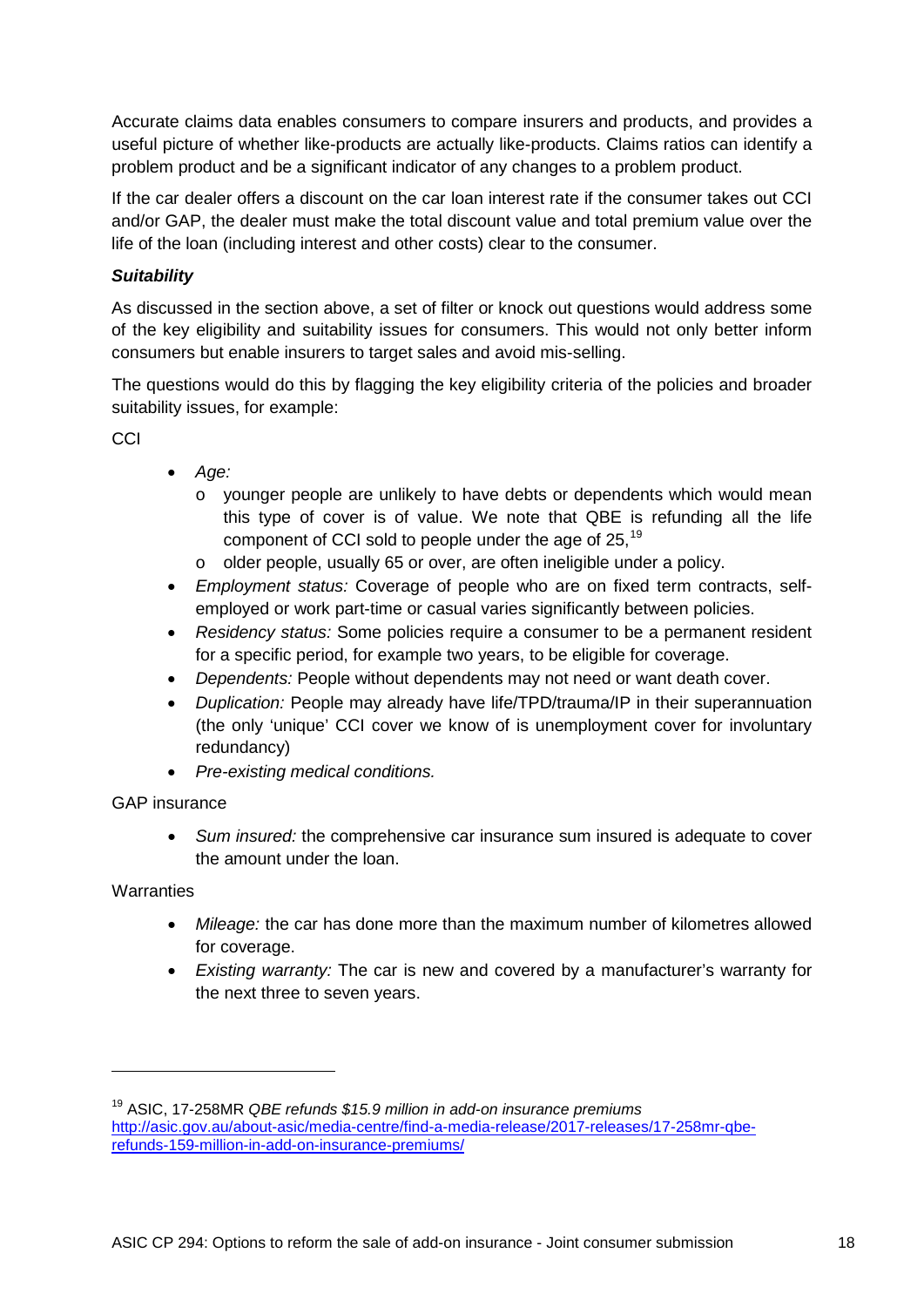Accurate claims data enables consumers to compare insurers and products, and provides a useful picture of whether like-products are actually like-products. Claims ratios can identify a problem product and be a significant indicator of any changes to a problem product.

If the car dealer offers a discount on the car loan interest rate if the consumer takes out CCI and/or GAP, the dealer must make the total discount value and total premium value over the life of the loan (including interest and other costs) clear to the consumer.

***Suitability***

As discussed in the section above, a set of filter or knock out questions would address some of the key eligibility and suitability issues for consumers. This would not only better inform consumers but enable insurers to target sales and avoid mis-selling.

The questions would do this by flagging the key eligibility criteria of the policies and broader suitability issues, for example:

CCI

- *Age:*
  - younger people are unlikely to have debts or dependents which would mean this type of cover is of value. We note that QBE is refunding all the life component of CCI sold to people under the age of 25,[19]
  - older people, usually 65 or over, are often ineligible under a policy.
- *Employment status:* Coverage of people who are on fixed term contracts, self-employed or work part-time or casual varies significantly between policies.
- *Residency status:* Some policies require a consumer to be a permanent resident for a specific period, for example two years, to be eligible for coverage.
- *Dependents:* People without dependents may not need or want death cover.
- *Duplication:* People may already have life/TPD/trauma/IP in their superannuation (the only 'unique' CCI cover we know of is unemployment cover for involuntary redundancy)
- *Pre-existing medical conditions.*

GAP insurance

- *Sum insured:* the comprehensive car insurance sum insured is adequate to cover the amount under the loan.

Warranties

- *Mileage:* the car has done more than the maximum number of kilometres allowed for coverage.
- *Existing warranty:* The car is new and covered by a manufacturer's warranty for the next three to seven years.

---

[19] ASIC, 17-258MR *QBE refunds $15.9 million in add-on insurance premiums* http://asic.gov.au/about-asic/media-centre/find-a-media-release/2017-releases/17-258mr-qbe-refunds-159-million-in-add-on-insurance-premiums/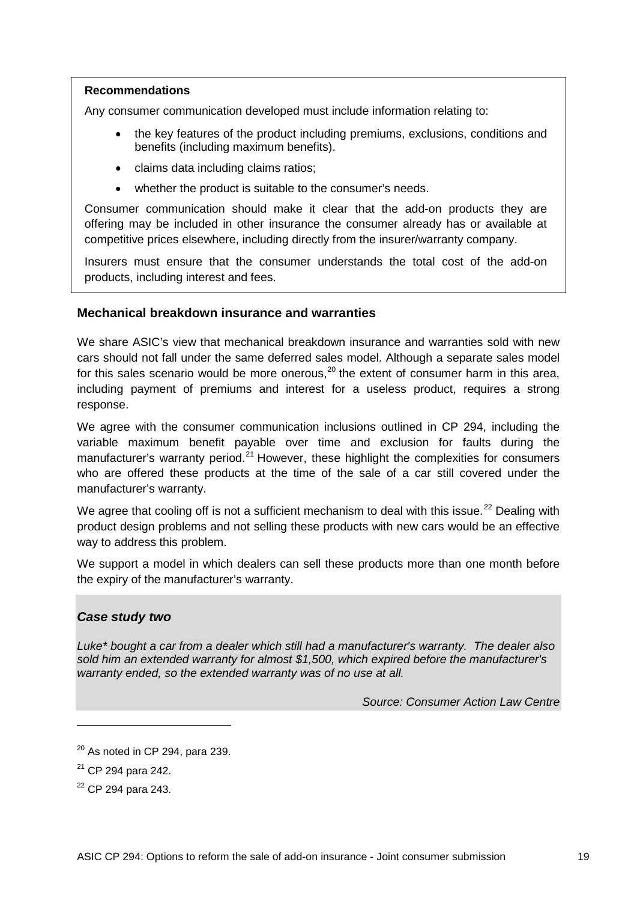**Recommendations**

Any consumer communication developed must include information relating to:

- the key features of the product including premiums, exclusions, conditions and benefits (including maximum benefits).
- claims data including claims ratios;
- whether the product is suitable to the consumer's needs.

Consumer communication should make it clear that the add-on products they are offering may be included in other insurance the consumer already has or available at competitive prices elsewhere, including directly from the insurer/warranty company.

Insurers must ensure that the consumer understands the total cost of the add-on products, including interest and fees.

### Mechanical breakdown insurance and warranties

We share ASIC's view that mechanical breakdown insurance and warranties sold with new cars should not fall under the same deferred sales model. Although a separate sales model for this sales scenario would be more onerous,[20] the extent of consumer harm in this area, including payment of premiums and interest for a useless product, requires a strong response.

We agree with the consumer communication inclusions outlined in CP 294, including the variable maximum benefit payable over time and exclusion for faults during the manufacturer's warranty period.[21] However, these highlight the complexities for consumers who are offered these products at the time of the sale of a car still covered under the manufacturer's warranty.

We agree that cooling off is not a sufficient mechanism to deal with this issue.[22] Dealing with product design problems and not selling these products with new cars would be an effective way to address this problem.

We support a model in which dealers can sell these products more than one month before the expiry of the manufacturer's warranty.

#### *Case study two*

*Luke* bought a car from a dealer which still had a manufacturer's warranty. The dealer also sold him an extended warranty for almost $1,500, which expired before the manufacturer's warranty ended, so the extended warranty was of no use at all.*

*Source: Consumer Action Law Centre*

---

[20] As noted in CP 294, para 239.

[21] CP 294 para 242.

[22] CP 294 para 243.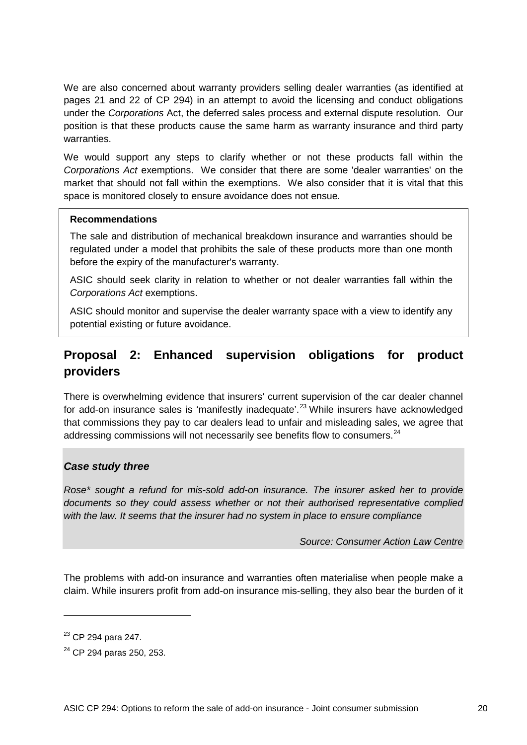We are also concerned about warranty providers selling dealer warranties (as identified at pages 21 and 22 of CP 294) in an attempt to avoid the licensing and conduct obligations under the *Corporations* Act, the deferred sales process and external dispute resolution. Our position is that these products cause the same harm as warranty insurance and third party warranties.

We would support any steps to clarify whether or not these products fall within the *Corporations Act* exemptions. We consider that there are some 'dealer warranties' on the market that should not fall within the exemptions. We also consider that it is vital that this space is monitored closely to ensure avoidance does not ensue.

**Recommendations**

The sale and distribution of mechanical breakdown insurance and warranties should be regulated under a model that prohibits the sale of these products more than one month before the expiry of the manufacturer's warranty.

ASIC should seek clarity in relation to whether or not dealer warranties fall within the *Corporations Act* exemptions.

ASIC should monitor and supervise the dealer warranty space with a view to identify any potential existing or future avoidance.

## Proposal 2: Enhanced supervision obligations for product providers

There is overwhelming evidence that insurers' current supervision of the car dealer channel for add-on insurance sales is 'manifestly inadequate'.[23] While insurers have acknowledged that commissions they pay to car dealers lead to unfair and misleading sales, we agree that addressing commissions will not necessarily see benefits flow to consumers.[24]

***Case study three***

*Rose\* sought a refund for mis-sold add-on insurance. The insurer asked her to provide documents so they could assess whether or not their authorised representative complied with the law. It seems that the insurer had no system in place to ensure compliance*

*Source: Consumer Action Law Centre*

The problems with add-on insurance and warranties often materialise when people make a claim. While insurers profit from add-on insurance mis-selling, they also bear the burden of it

---

[23] CP 294 para 247.

[24] CP 294 paras 250, 253.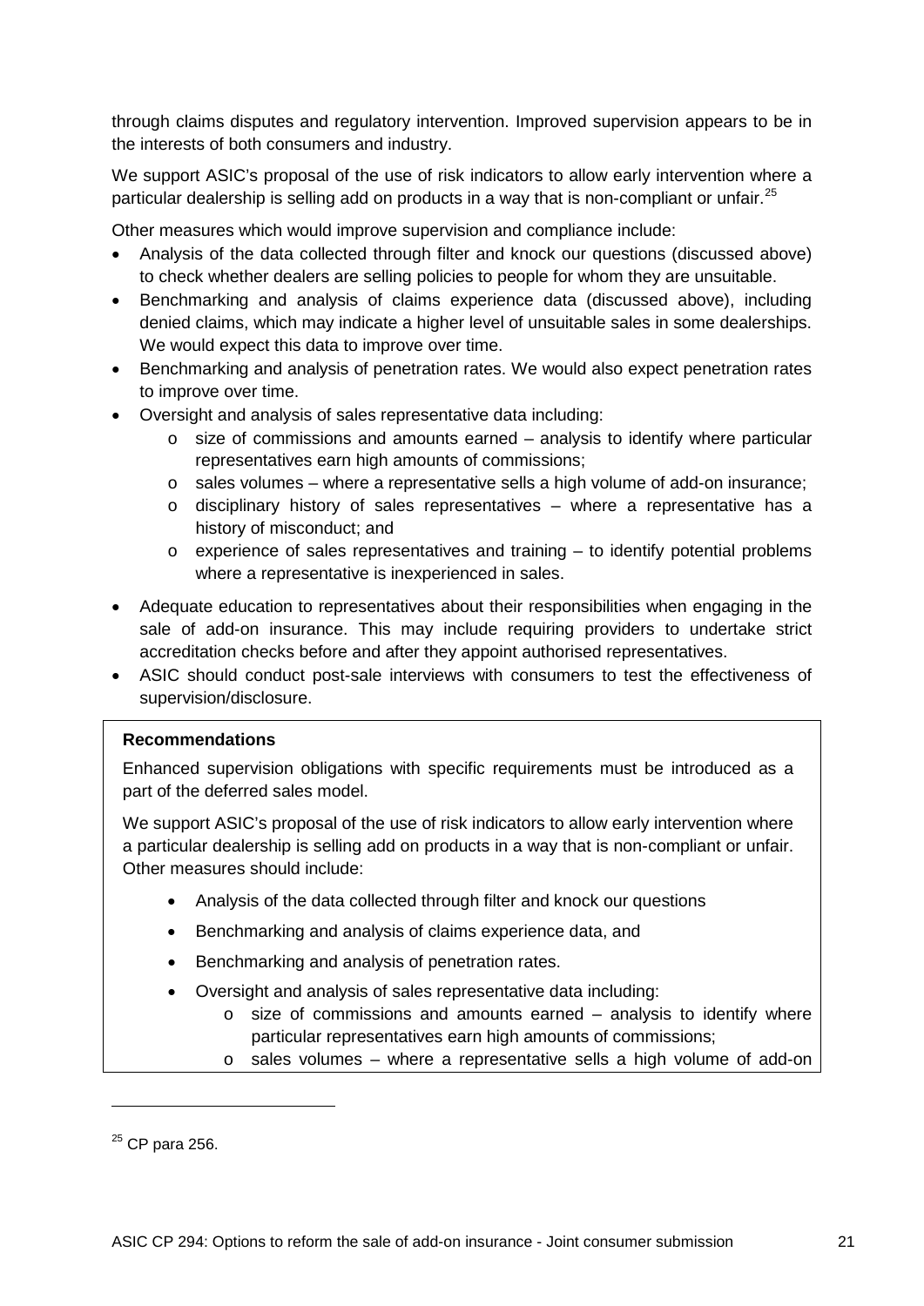through claims disputes and regulatory intervention. Improved supervision appears to be in the interests of both consumers and industry.

We support ASIC's proposal of the use of risk indicators to allow early intervention where a particular dealership is selling add on products in a way that is non-compliant or unfair.[25]

Other measures which would improve supervision and compliance include:

- Analysis of the data collected through filter and knock our questions (discussed above) to check whether dealers are selling policies to people for whom they are unsuitable.
- Benchmarking and analysis of claims experience data (discussed above), including denied claims, which may indicate a higher level of unsuitable sales in some dealerships. We would expect this data to improve over time.
- Benchmarking and analysis of penetration rates. We would also expect penetration rates to improve over time.
- Oversight and analysis of sales representative data including:
  - size of commissions and amounts earned – analysis to identify where particular representatives earn high amounts of commissions;
  - sales volumes – where a representative sells a high volume of add-on insurance;
  - disciplinary history of sales representatives – where a representative has a history of misconduct; and
  - experience of sales representatives and training – to identify potential problems where a representative is inexperienced in sales.
- Adequate education to representatives about their responsibilities when engaging in the sale of add-on insurance. This may include requiring providers to undertake strict accreditation checks before and after they appoint authorised representatives.
- ASIC should conduct post-sale interviews with consumers to test the effectiveness of supervision/disclosure.

**Recommendations**

Enhanced supervision obligations with specific requirements must be introduced as a part of the deferred sales model.

We support ASIC's proposal of the use of risk indicators to allow early intervention where a particular dealership is selling add on products in a way that is non-compliant or unfair. Other measures should include:

- Analysis of the data collected through filter and knock our questions
- Benchmarking and analysis of claims experience data, and
- Benchmarking and analysis of penetration rates.
- Oversight and analysis of sales representative data including:
  - size of commissions and amounts earned – analysis to identify where particular representatives earn high amounts of commissions;
  - sales volumes – where a representative sells a high volume of add-on

[25] CP para 256.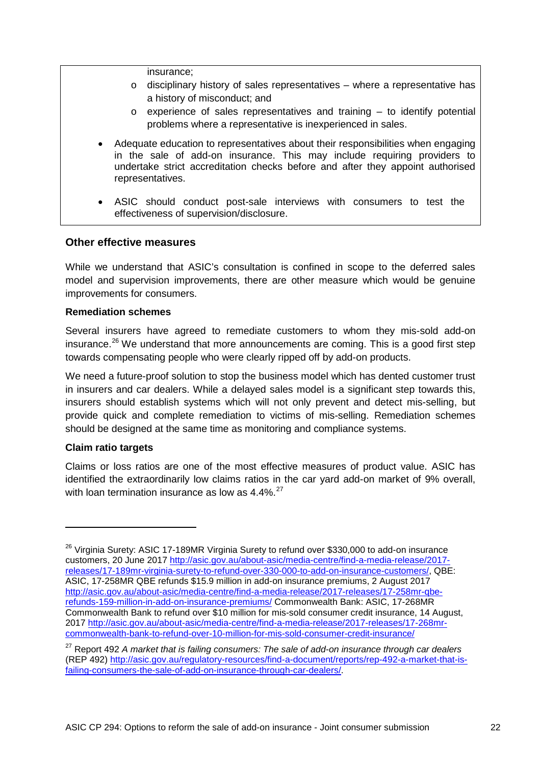insurance;

   - disciplinary history of sales representatives – where a representative has a history of misconduct; and
   - experience of sales representatives and training – to identify potential problems where a representative is inexperienced in sales.

- Adequate education to representatives about their responsibilities when engaging in the sale of add-on insurance. This may include requiring providers to undertake strict accreditation checks before and after they appoint authorised representatives.

- ASIC should conduct post-sale interviews with consumers to test the effectiveness of supervision/disclosure.

### Other effective measures

While we understand that ASIC's consultation is confined in scope to the deferred sales model and supervision improvements, there are other measure which would be genuine improvements for consumers.

#### Remediation schemes

Several insurers have agreed to remediate customers to whom they mis-sold add-on insurance.[26] We understand that more announcements are coming. This is a good first step towards compensating people who were clearly ripped off by add-on products.

We need a future-proof solution to stop the business model which has dented customer trust in insurers and car dealers. While a delayed sales model is a significant step towards this, insurers should establish systems which will not only prevent and detect mis-selling, but provide quick and complete remediation to victims of mis-selling. Remediation schemes should be designed at the same time as monitoring and compliance systems.

#### Claim ratio targets

Claims or loss ratios are one of the most effective measures of product value. ASIC has identified the extraordinarily low claims ratios in the car yard add-on market of 9% overall, with loan termination insurance as low as 4.4%.[27]

---

[26] Virginia Surety: ASIC 17-189MR Virginia Surety to refund over $330,000 to add-on insurance customers, 20 June 2017 http://asic.gov.au/about-asic/media-centre/find-a-media-release/2017-releases/17-189mr-virginia-surety-to-refund-over-330-000-to-add-on-insurance-customers/, QBE: ASIC, 17-258MR QBE refunds $15.9 million in add-on insurance premiums, 2 August 2017 http://asic.gov.au/about-asic/media-centre/find-a-media-release/2017-releases/17-258mr-qbe-refunds-159-million-in-add-on-insurance-premiums/ Commonwealth Bank: ASIC, 17-268MR Commonwealth Bank to refund over $10 million for mis-sold consumer credit insurance, 14 August, 2017 http://asic.gov.au/about-asic/media-centre/find-a-media-release/2017-releases/17-268mr-commonwealth-bank-to-refund-over-10-million-for-mis-sold-consumer-credit-insurance/

[27] Report 492 *A market that is failing consumers: The sale of add-on insurance through car dealers* (REP 492) http://asic.gov.au/regulatory-resources/find-a-document/reports/rep-492-a-market-that-is-failing-consumers-the-sale-of-add-on-insurance-through-car-dealers/.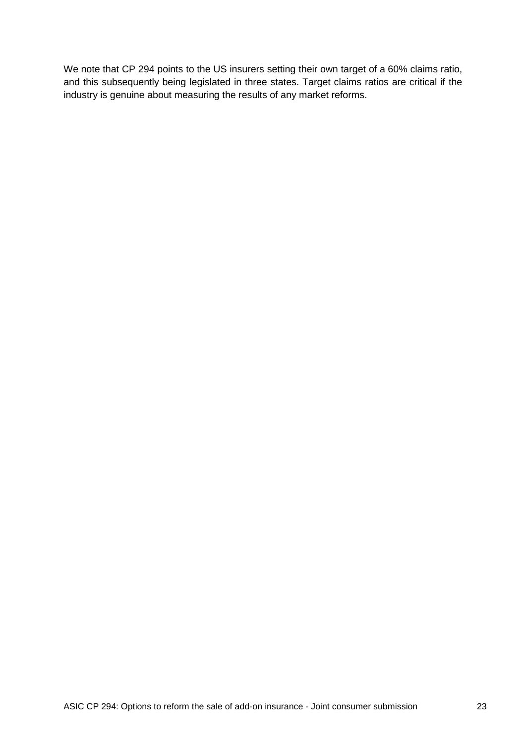We note that CP 294 points to the US insurers setting their own target of a 60% claims ratio, and this subsequently being legislated in three states. Target claims ratios are critical if the industry is genuine about measuring the results of any market reforms.